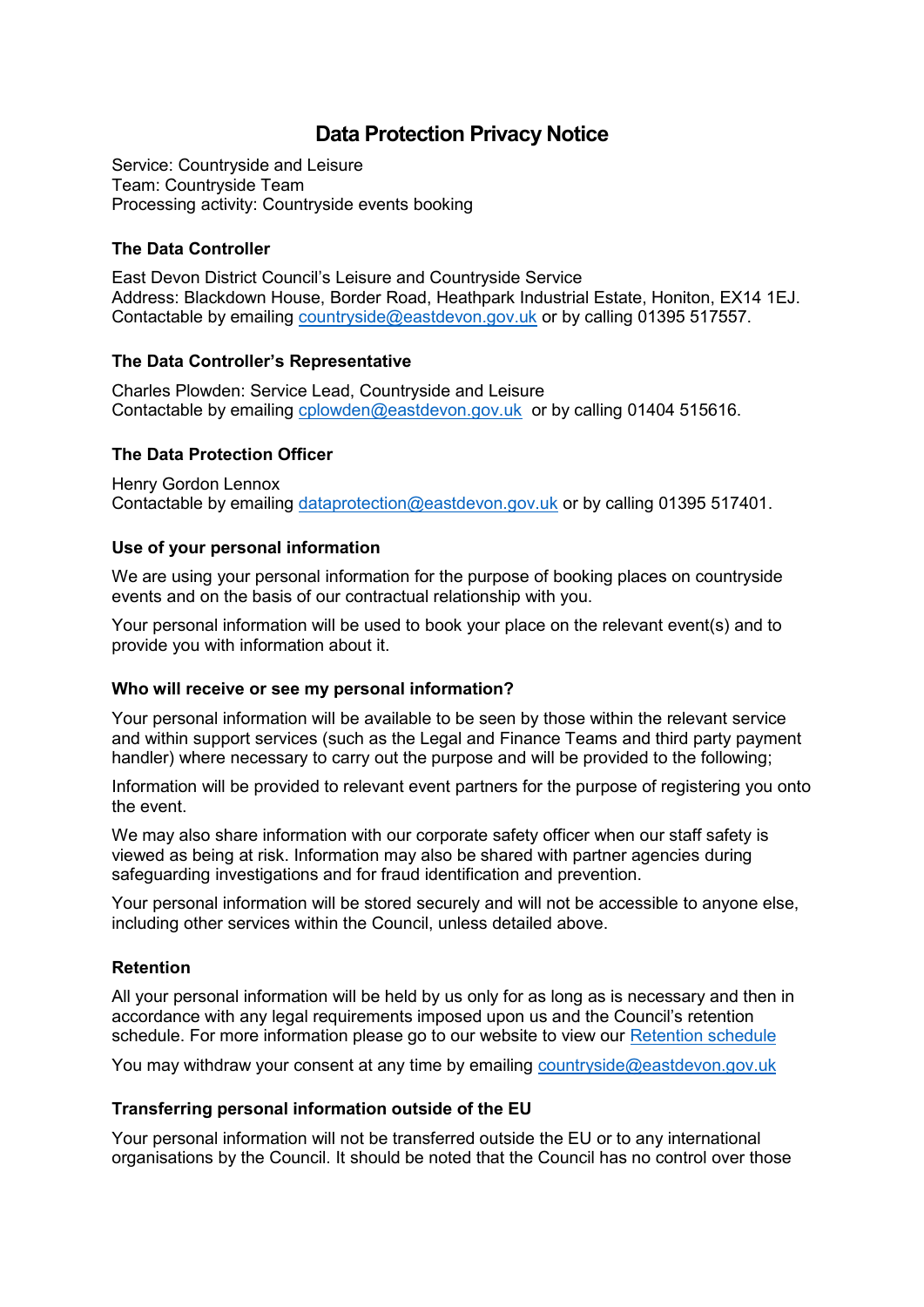# Data Protection Privacy Notice

Service: Countryside and Leisure
Team: Countryside Team
Processing activity: Countryside events booking

### The Data Controller

East Devon District Council's Leisure and Countryside Service
Address: Blackdown House, Border Road, Heathpark Industrial Estate, Honiton, EX14 1EJ.
Contactable by emailing countryside@eastdevon.gov.uk or by calling 01395 517557.

### The Data Controller's Representative

Charles Plowden: Service Lead, Countryside and Leisure
Contactable by emailing cplowden@eastdevon.gov.uk or by calling 01404 515616.

### The Data Protection Officer

Henry Gordon Lennox
Contactable by emailing dataprotection@eastdevon.gov.uk or by calling 01395 517401.

### Use of your personal information

We are using your personal information for the purpose of booking places on countryside events and on the basis of our contractual relationship with you.

Your personal information will be used to book your place on the relevant event(s) and to provide you with information about it.

### Who will receive or see my personal information?

Your personal information will be available to be seen by those within the relevant service and within support services (such as the Legal and Finance Teams and third party payment handler) where necessary to carry out the purpose and will be provided to the following;

Information will be provided to relevant event partners for the purpose of registering you onto the event.

We may also share information with our corporate safety officer when our staff safety is viewed as being at risk. Information may also be shared with partner agencies during safeguarding investigations and for fraud identification and prevention.

Your personal information will be stored securely and will not be accessible to anyone else, including other services within the Council, unless detailed above.

### Retention

All your personal information will be held by us only for as long as is necessary and then in accordance with any legal requirements imposed upon us and the Council's retention schedule. For more information please go to our website to view our Retention schedule

You may withdraw your consent at any time by emailing countryside@eastdevon.gov.uk

### Transferring personal information outside of the EU

Your personal information will not be transferred outside the EU or to any international organisations by the Council. It should be noted that the Council has no control over those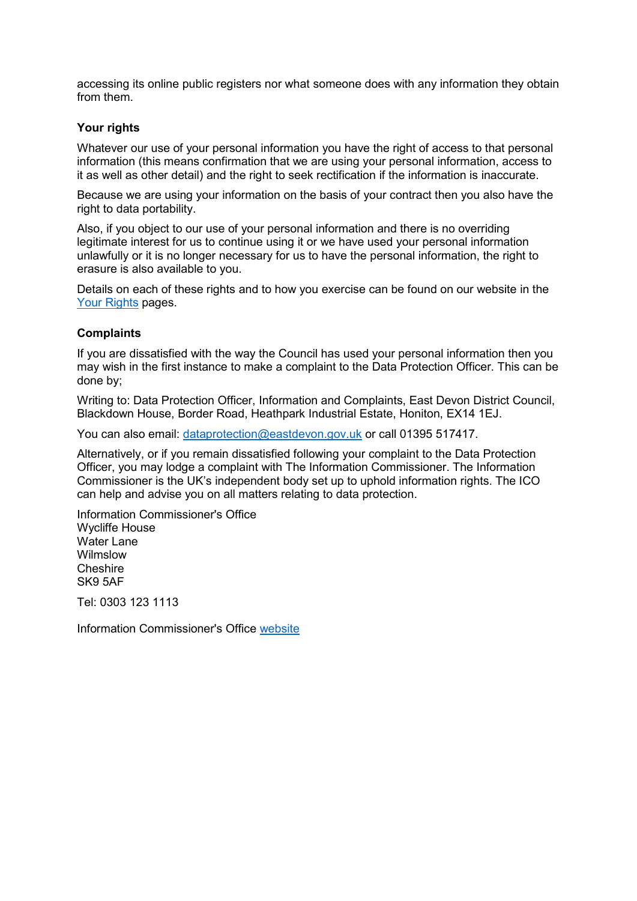accessing its online public registers nor what someone does with any information they obtain from them.

**Your rights**

Whatever our use of your personal information you have the right of access to that personal information (this means confirmation that we are using your personal information, access to it as well as other detail) and the right to seek rectification if the information is inaccurate.

Because we are using your information on the basis of your contract then you also have the right to data portability.

Also, if you object to our use of your personal information and there is no overriding legitimate interest for us to continue using it or we have used your personal information unlawfully or it is no longer necessary for us to have the personal information, the right to erasure is also available to you.

Details on each of these rights and to how you exercise can be found on our website in the Your Rights pages.

**Complaints**

If you are dissatisfied with the way the Council has used your personal information then you may wish in the first instance to make a complaint to the Data Protection Officer. This can be done by;

Writing to: Data Protection Officer, Information and Complaints, East Devon District Council, Blackdown House, Border Road, Heathpark Industrial Estate, Honiton, EX14 1EJ.

You can also email: dataprotection@eastdevon.gov.uk or call 01395 517417.

Alternatively, or if you remain dissatisfied following your complaint to the Data Protection Officer, you may lodge a complaint with The Information Commissioner. The Information Commissioner is the UK's independent body set up to uphold information rights. The ICO can help and advise you on all matters relating to data protection.

Information Commissioner's Office
Wycliffe House
Water Lane
Wilmslow
Cheshire
SK9 5AF

Tel: 0303 123 1113

Information Commissioner's Office website